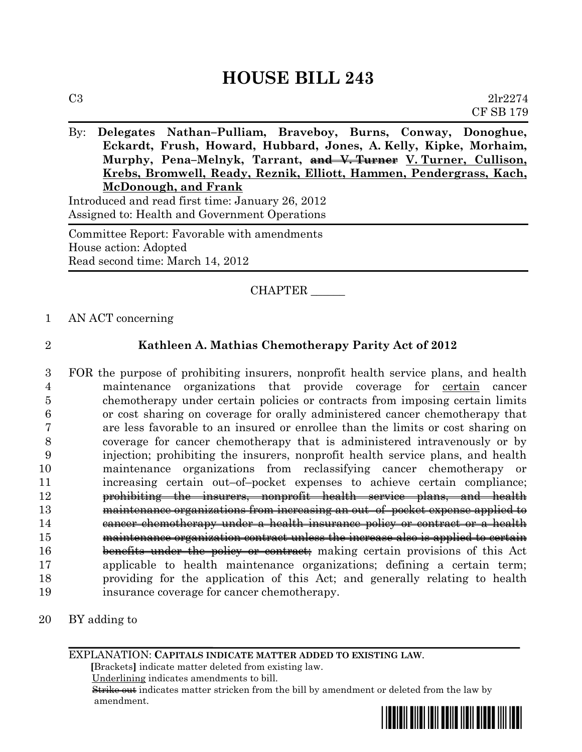# HOUSE BILL 243

C3 2lr2274
CF SB 179

By: **Delegates Nathan–Pulliam, Braveboy, Burns, Conway, Donoghue, Eckardt, Frush, Howard, Hubbard, Jones, A. Kelly, Kipke, Morhaim, Murphy, Pena–Melnyk, Tarrant, ~~and V. Turner~~ V. Turner, Cullison, Krebs, Bromwell, Ready, Reznik, Elliott, Hammen, Pendergrass, Kach, McDonough, and Frank**

Introduced and read first time: January 26, 2012
Assigned to: Health and Government Operations

Committee Report: Favorable with amendments
House action: Adopted
Read second time: March 14, 2012

CHAPTER ______

1 AN ACT concerning

2 **Kathleen A. Mathias Chemotherapy Parity Act of 2012**

3 FOR the purpose of prohibiting insurers, nonprofit health service plans, and health
4 maintenance organizations that provide coverage for certain cancer
5 chemotherapy under certain policies or contracts from imposing certain limits
6 or cost sharing on coverage for orally administered cancer chemotherapy that
7 are less favorable to an insured or enrollee than the limits or cost sharing on
8 coverage for cancer chemotherapy that is administered intravenously or by
9 injection; prohibiting the insurers, nonprofit health service plans, and health
10 maintenance organizations from reclassifying cancer chemotherapy or
11 increasing certain out–of–pocket expenses to achieve certain compliance;
12 ~~prohibiting the insurers, nonprofit health service plans, and health~~
13 ~~maintenance organizations from increasing an out–of–pocket expense applied to~~
14 ~~cancer chemotherapy under a health insurance policy or contract or a health~~
15 ~~maintenance organization contract unless the increase also is applied to certain~~
16 ~~benefits under the policy or contract;~~ making certain provisions of this Act
17 applicable to health maintenance organizations; defining a certain term;
18 providing for the application of this Act; and generally relating to health
19 insurance coverage for cancer chemotherapy.

20 BY adding to

EXPLANATION: **CAPITALS INDICATE MATTER ADDED TO EXISTING LAW.**
**[**Brackets**]** indicate matter deleted from existing law.
Underlining indicates amendments to bill.
~~Strike out~~ indicates matter stricken from the bill by amendment or deleted from the law by amendment.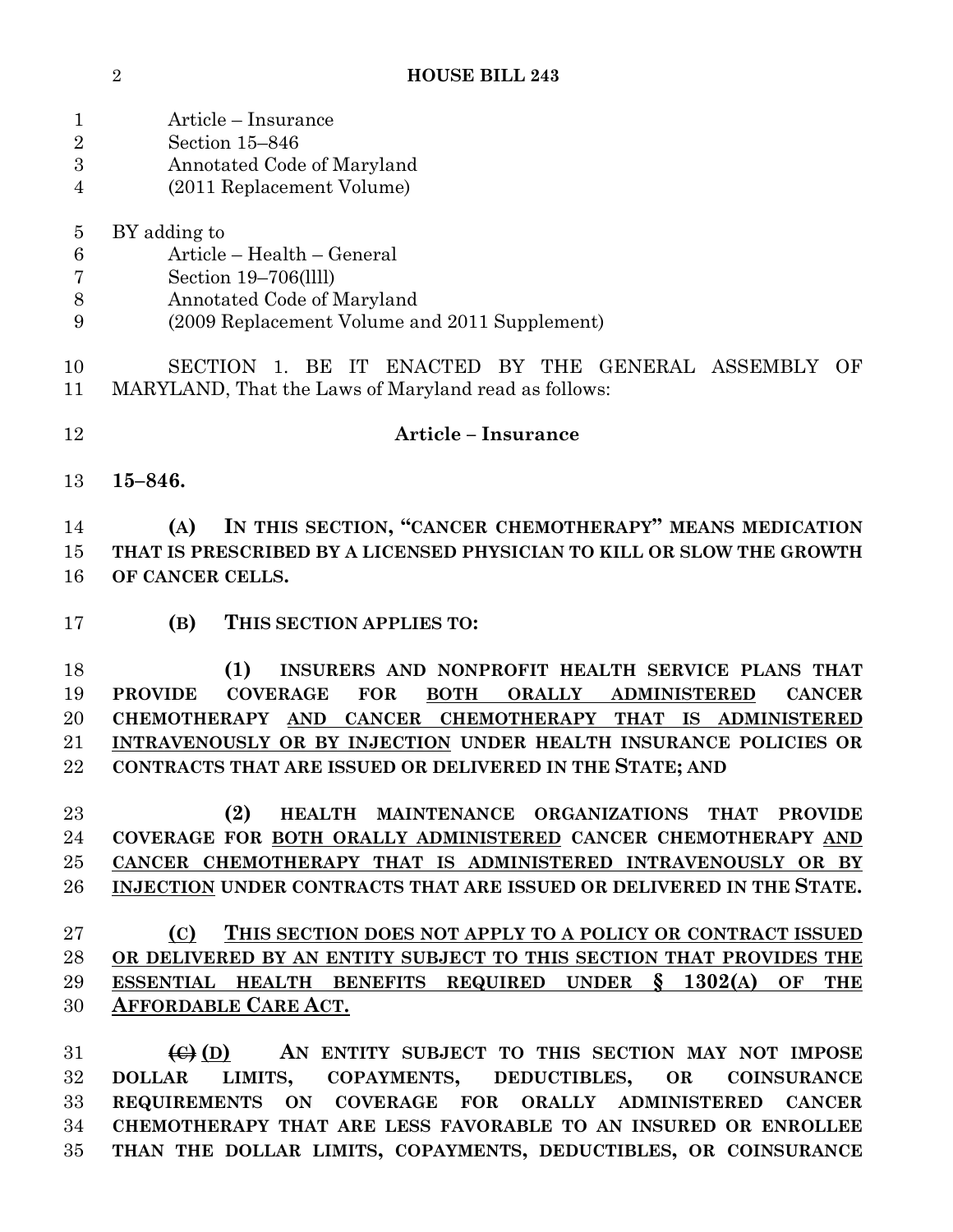Article – Insurance
Section 15–846
Annotated Code of Maryland
(2011 Replacement Volume)

BY adding to
Article – Health – General
Section 19–706(llll)
Annotated Code of Maryland
(2009 Replacement Volume and 2011 Supplement)

SECTION 1. BE IT ENACTED BY THE GENERAL ASSEMBLY OF MARYLAND, That the Laws of Maryland read as follows:

**Article – Insurance**

**15–846.**

**(A) IN THIS SECTION, "CANCER CHEMOTHERAPY" MEANS MEDICATION THAT IS PRESCRIBED BY A LICENSED PHYSICIAN TO KILL OR SLOW THE GROWTH OF CANCER CELLS.**

**(B) THIS SECTION APPLIES TO:**

**(1) INSURERS AND NONPROFIT HEALTH SERVICE PLANS THAT PROVIDE COVERAGE FOR BOTH ORALLY ADMINISTERED CANCER CHEMOTHERAPY AND CANCER CHEMOTHERAPY THAT IS ADMINISTERED INTRAVENOUSLY OR BY INJECTION UNDER HEALTH INSURANCE POLICIES OR CONTRACTS THAT ARE ISSUED OR DELIVERED IN THE STATE; AND**

**(2) HEALTH MAINTENANCE ORGANIZATIONS THAT PROVIDE COVERAGE FOR BOTH ORALLY ADMINISTERED CANCER CHEMOTHERAPY AND CANCER CHEMOTHERAPY THAT IS ADMINISTERED INTRAVENOUSLY OR BY INJECTION UNDER CONTRACTS THAT ARE ISSUED OR DELIVERED IN THE STATE.**

**(C) THIS SECTION DOES NOT APPLY TO A POLICY OR CONTRACT ISSUED OR DELIVERED BY AN ENTITY SUBJECT TO THIS SECTION THAT PROVIDES THE ESSENTIAL HEALTH BENEFITS REQUIRED UNDER § 1302(A) OF THE AFFORDABLE CARE ACT.**

**~~(C)~~ (D) AN ENTITY SUBJECT TO THIS SECTION MAY NOT IMPOSE DOLLAR LIMITS, COPAYMENTS, DEDUCTIBLES, OR COINSURANCE REQUIREMENTS ON COVERAGE FOR ORALLY ADMINISTERED CANCER CHEMOTHERAPY THAT ARE LESS FAVORABLE TO AN INSURED OR ENROLLEE THAN THE DOLLAR LIMITS, COPAYMENTS, DEDUCTIBLES, OR COINSURANCE**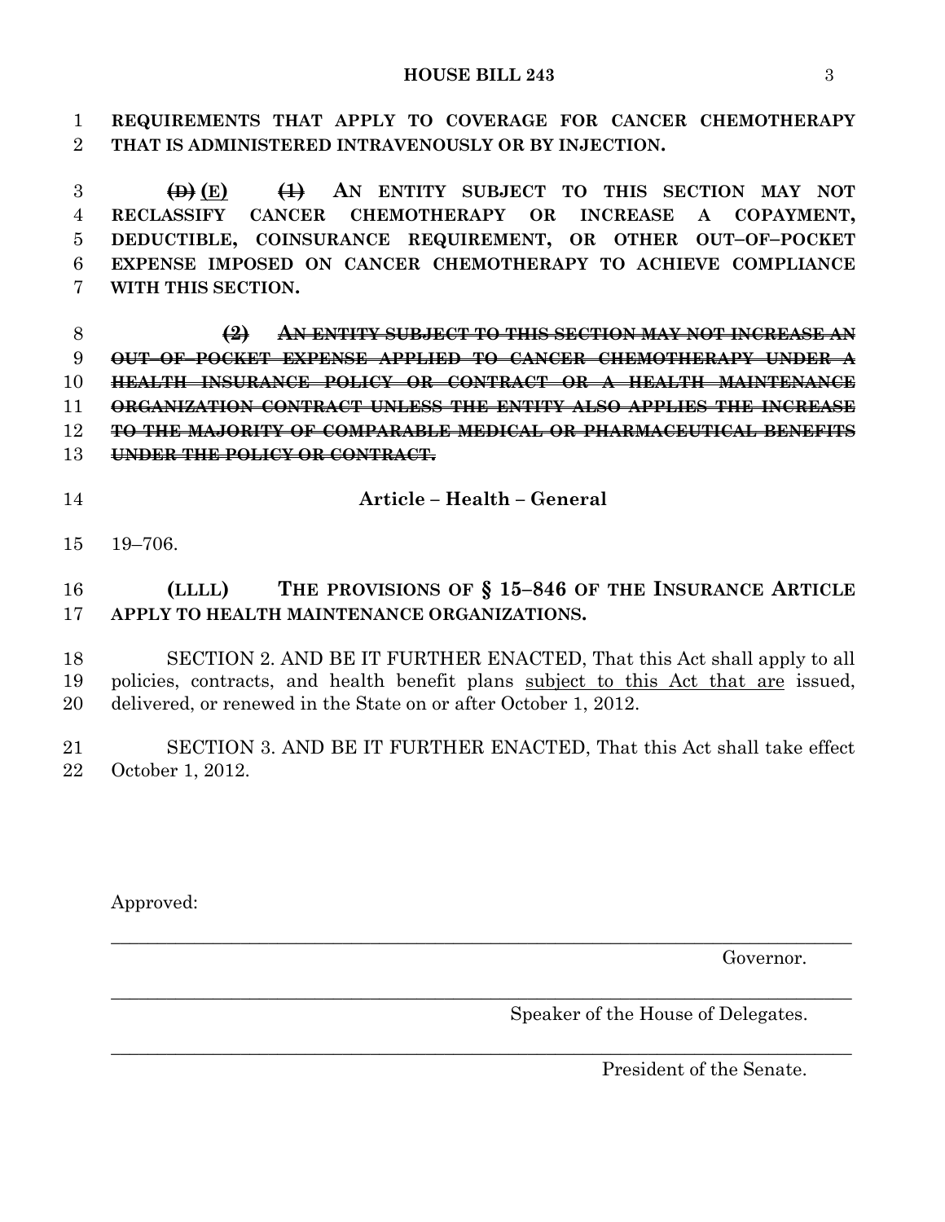**REQUIREMENTS THAT APPLY TO COVERAGE FOR CANCER CHEMOTHERAPY THAT IS ADMINISTERED INTRAVENOUSLY OR BY INJECTION.**

~~**(D)**~~ **(E)** ~~**(1)**~~ **AN ENTITY SUBJECT TO THIS SECTION MAY NOT RECLASSIFY CANCER CHEMOTHERAPY OR INCREASE A COPAYMENT, DEDUCTIBLE, COINSURANCE REQUIREMENT, OR OTHER OUT–OF–POCKET EXPENSE IMPOSED ON CANCER CHEMOTHERAPY TO ACHIEVE COMPLIANCE WITH THIS SECTION.**

~~**(2) AN ENTITY SUBJECT TO THIS SECTION MAY NOT INCREASE AN OUT–OF–POCKET EXPENSE APPLIED TO CANCER CHEMOTHERAPY UNDER A HEALTH INSURANCE POLICY OR CONTRACT OR A HEALTH MAINTENANCE ORGANIZATION CONTRACT UNLESS THE ENTITY ALSO APPLIES THE INCREASE TO THE MAJORITY OF COMPARABLE MEDICAL OR PHARMACEUTICAL BENEFITS UNDER THE POLICY OR CONTRACT.**~~

**Article – Health – General**

19–706.

**(LLLL) THE PROVISIONS OF § 15–846 OF THE INSURANCE ARTICLE APPLY TO HEALTH MAINTENANCE ORGANIZATIONS.**

SECTION 2. AND BE IT FURTHER ENACTED, That this Act shall apply to all policies, contracts, and health benefit plans <u>subject to this Act that are</u> issued, delivered, or renewed in the State on or after October 1, 2012.

SECTION 3. AND BE IT FURTHER ENACTED, That this Act shall take effect October 1, 2012.

Approved:

\_\_\_\_\_\_\_\_\_\_\_\_\_\_\_\_\_\_\_\_\_\_\_\_\_\_\_\_\_\_\_\_\_\_\_\_\_\_\_\_\_\_\_\_\_\_\_\_\_\_\_\_\_\_\_\_\_\_\_\_\_\_\_\_\_\_\_\_\_\_\_\_

Governor.

\_\_\_\_\_\_\_\_\_\_\_\_\_\_\_\_\_\_\_\_\_\_\_\_\_\_\_\_\_\_\_\_\_\_\_\_\_\_\_\_\_\_\_\_\_\_\_\_\_\_\_\_\_\_\_\_\_\_\_\_\_\_\_\_\_\_\_\_\_\_\_\_

Speaker of the House of Delegates.

\_\_\_\_\_\_\_\_\_\_\_\_\_\_\_\_\_\_\_\_\_\_\_\_\_\_\_\_\_\_\_\_\_\_\_\_\_\_\_\_\_\_\_\_\_\_\_\_\_\_\_\_\_\_\_\_\_\_\_\_\_\_\_\_\_\_\_\_\_\_\_\_

President of the Senate.